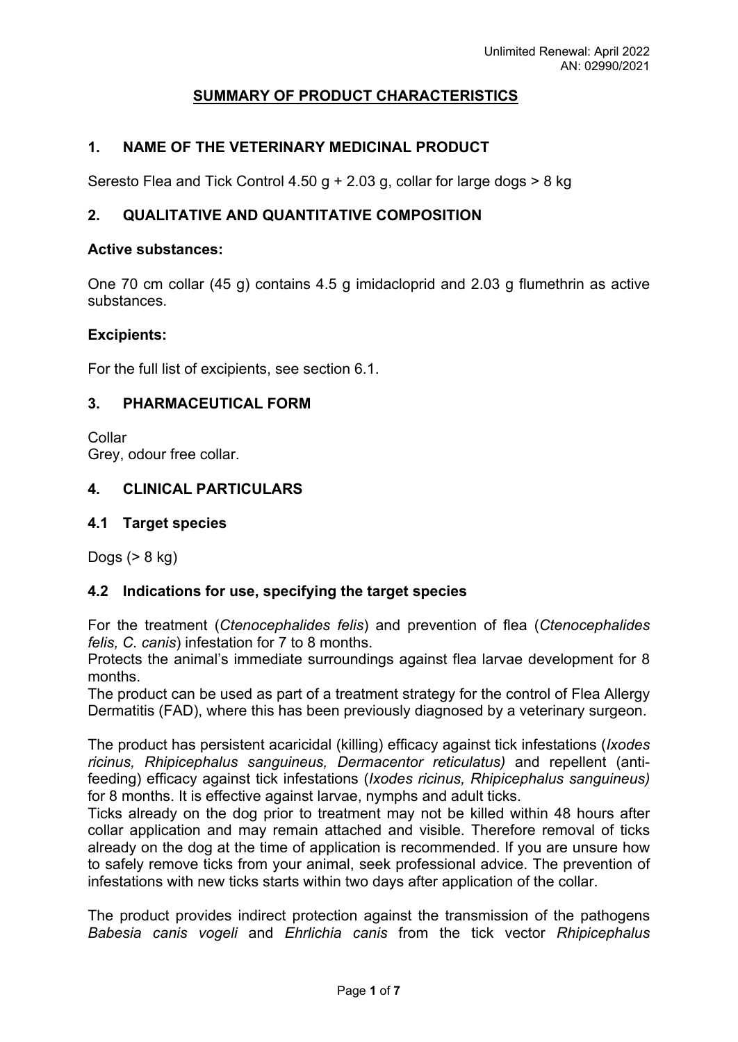# SUMMARY OF PRODUCT CHARACTERISTICS

## 1. NAME OF THE VETERINARY MEDICINAL PRODUCT

Seresto Flea and Tick Control 4.50 g + 2.03 g, collar for large dogs > 8 kg

## 2. QUALITATIVE AND QUANTITATIVE COMPOSITION

**Active substances:**

One 70 cm collar (45 g) contains 4.5 g imidacloprid and 2.03 g flumethrin as active substances.

**Excipients:**

For the full list of excipients, see section 6.1.

## 3. PHARMACEUTICAL FORM

Collar
Grey, odour free collar.

## 4. CLINICAL PARTICULARS

### 4.1 Target species

Dogs (> 8 kg)

### 4.2 Indications for use, specifying the target species

For the treatment (*Ctenocephalides felis*) and prevention of flea (*Ctenocephalides felis, C. canis*) infestation for 7 to 8 months.
Protects the animal's immediate surroundings against flea larvae development for 8 months.
The product can be used as part of a treatment strategy for the control of Flea Allergy Dermatitis (FAD), where this has been previously diagnosed by a veterinary surgeon.

The product has persistent acaricidal (killing) efficacy against tick infestations (*Ixodes ricinus, Rhipicephalus sanguineus, Dermacentor reticulatus)* and repellent (anti-feeding) efficacy against tick infestations (*Ixodes ricinus, Rhipicephalus sanguineus)* for 8 months. It is effective against larvae, nymphs and adult ticks.
Ticks already on the dog prior to treatment may not be killed within 48 hours after collar application and may remain attached and visible. Therefore removal of ticks already on the dog at the time of application is recommended. If you are unsure how to safely remove ticks from your animal, seek professional advice. The prevention of infestations with new ticks starts within two days after application of the collar.

The product provides indirect protection against the transmission of the pathogens *Babesia canis vogeli* and *Ehrlichia canis* from the tick vector *Rhipicephalus*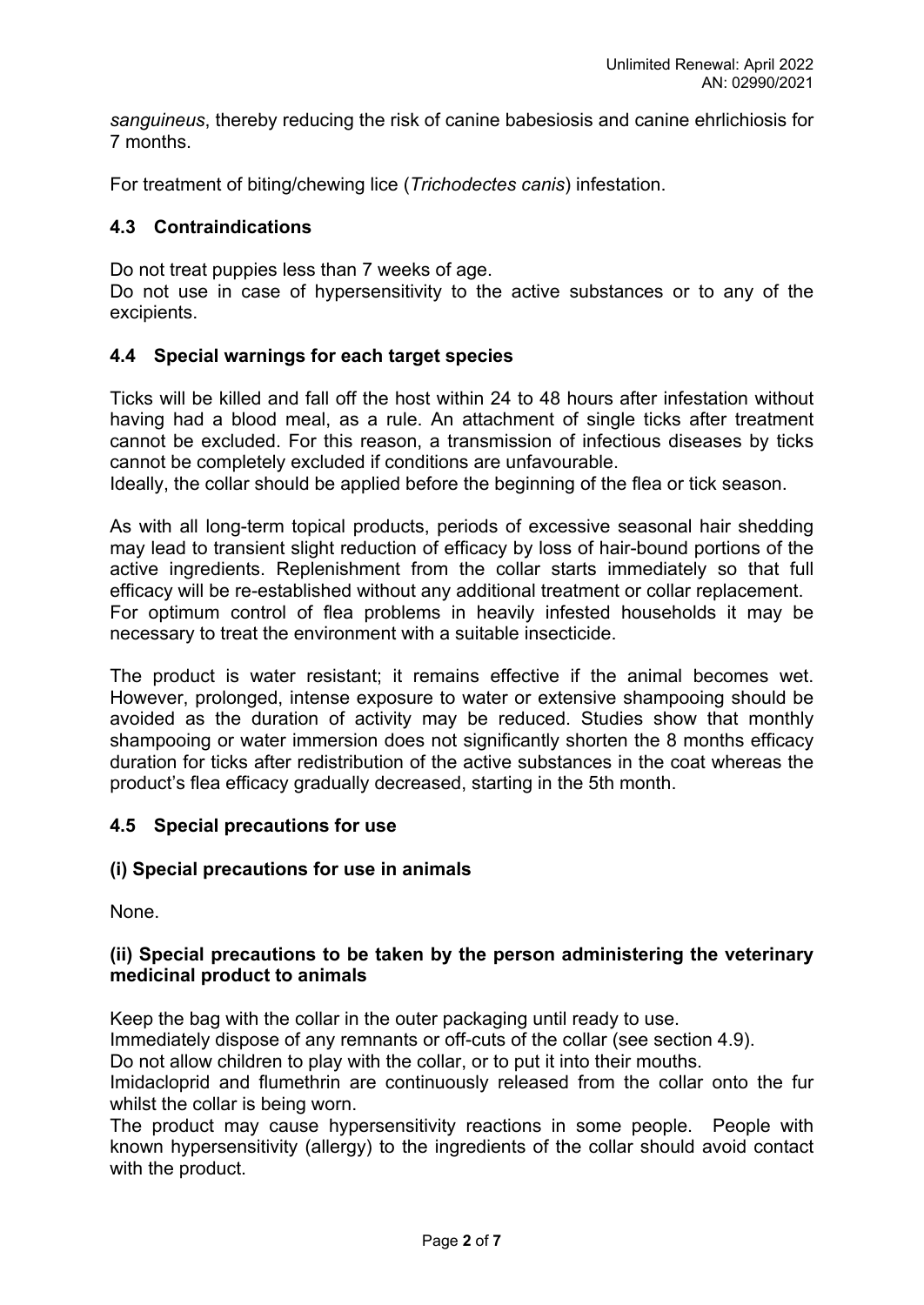*sanguineus*, thereby reducing the risk of canine babesiosis and canine ehrlichiosis for 7 months.

For treatment of biting/chewing lice (*Trichodectes canis*) infestation.

## 4.3 Contraindications

Do not treat puppies less than 7 weeks of age.
Do not use in case of hypersensitivity to the active substances or to any of the excipients.

## 4.4 Special warnings for each target species

Ticks will be killed and fall off the host within 24 to 48 hours after infestation without having had a blood meal, as a rule. An attachment of single ticks after treatment cannot be excluded. For this reason, a transmission of infectious diseases by ticks cannot be completely excluded if conditions are unfavourable.
Ideally, the collar should be applied before the beginning of the flea or tick season.

As with all long-term topical products, periods of excessive seasonal hair shedding may lead to transient slight reduction of efficacy by loss of hair-bound portions of the active ingredients. Replenishment from the collar starts immediately so that full efficacy will be re-established without any additional treatment or collar replacement.
For optimum control of flea problems in heavily infested households it may be necessary to treat the environment with a suitable insecticide.

The product is water resistant; it remains effective if the animal becomes wet. However, prolonged, intense exposure to water or extensive shampooing should be avoided as the duration of activity may be reduced. Studies show that monthly shampooing or water immersion does not significantly shorten the 8 months efficacy duration for ticks after redistribution of the active substances in the coat whereas the product's flea efficacy gradually decreased, starting in the 5th month.

## 4.5 Special precautions for use

### (i) Special precautions for use in animals

None.

### (ii) Special precautions to be taken by the person administering the veterinary medicinal product to animals

Keep the bag with the collar in the outer packaging until ready to use.
Immediately dispose of any remnants or off-cuts of the collar (see section 4.9).
Do not allow children to play with the collar, or to put it into their mouths.
Imidacloprid and flumethrin are continuously released from the collar onto the fur whilst the collar is being worn.
The product may cause hypersensitivity reactions in some people. People with known hypersensitivity (allergy) to the ingredients of the collar should avoid contact with the product.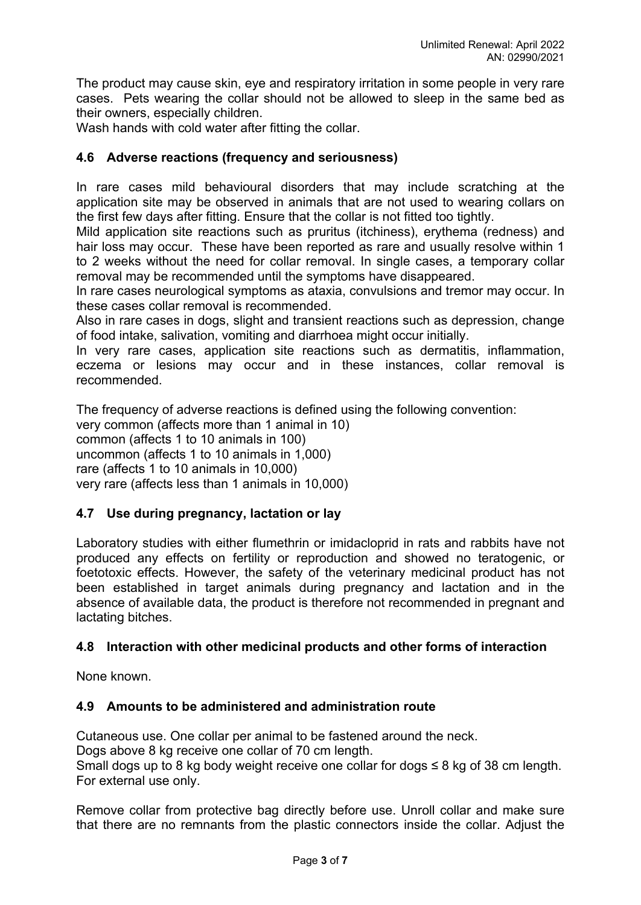The product may cause skin, eye and respiratory irritation in some people in very rare cases. Pets wearing the collar should not be allowed to sleep in the same bed as their owners, especially children.
Wash hands with cold water after fitting the collar.

### 4.6 Adverse reactions (frequency and seriousness)

In rare cases mild behavioural disorders that may include scratching at the application site may be observed in animals that are not used to wearing collars on the first few days after fitting. Ensure that the collar is not fitted too tightly.
Mild application site reactions such as pruritus (itchiness), erythema (redness) and hair loss may occur. These have been reported as rare and usually resolve within 1 to 2 weeks without the need for collar removal. In single cases, a temporary collar removal may be recommended until the symptoms have disappeared.
In rare cases neurological symptoms as ataxia, convulsions and tremor may occur. In these cases collar removal is recommended.
Also in rare cases in dogs, slight and transient reactions such as depression, change of food intake, salivation, vomiting and diarrhoea might occur initially.
In very rare cases, application site reactions such as dermatitis, inflammation, eczema or lesions may occur and in these instances, collar removal is recommended.

The frequency of adverse reactions is defined using the following convention:
very common (affects more than 1 animal in 10)
common (affects 1 to 10 animals in 100)
uncommon (affects 1 to 10 animals in 1,000)
rare (affects 1 to 10 animals in 10,000)
very rare (affects less than 1 animals in 10,000)

### 4.7 Use during pregnancy, lactation or lay

Laboratory studies with either flumethrin or imidacloprid in rats and rabbits have not produced any effects on fertility or reproduction and showed no teratogenic, or foetotoxic effects. However, the safety of the veterinary medicinal product has not been established in target animals during pregnancy and lactation and in the absence of available data, the product is therefore not recommended in pregnant and lactating bitches.

### 4.8 Interaction with other medicinal products and other forms of interaction

None known.

### 4.9 Amounts to be administered and administration route

Cutaneous use. One collar per animal to be fastened around the neck.
Dogs above 8 kg receive one collar of 70 cm length.
Small dogs up to 8 kg body weight receive one collar for dogs ≤ 8 kg of 38 cm length.
For external use only.

Remove collar from protective bag directly before use. Unroll collar and make sure that there are no remnants from the plastic connectors inside the collar. Adjust the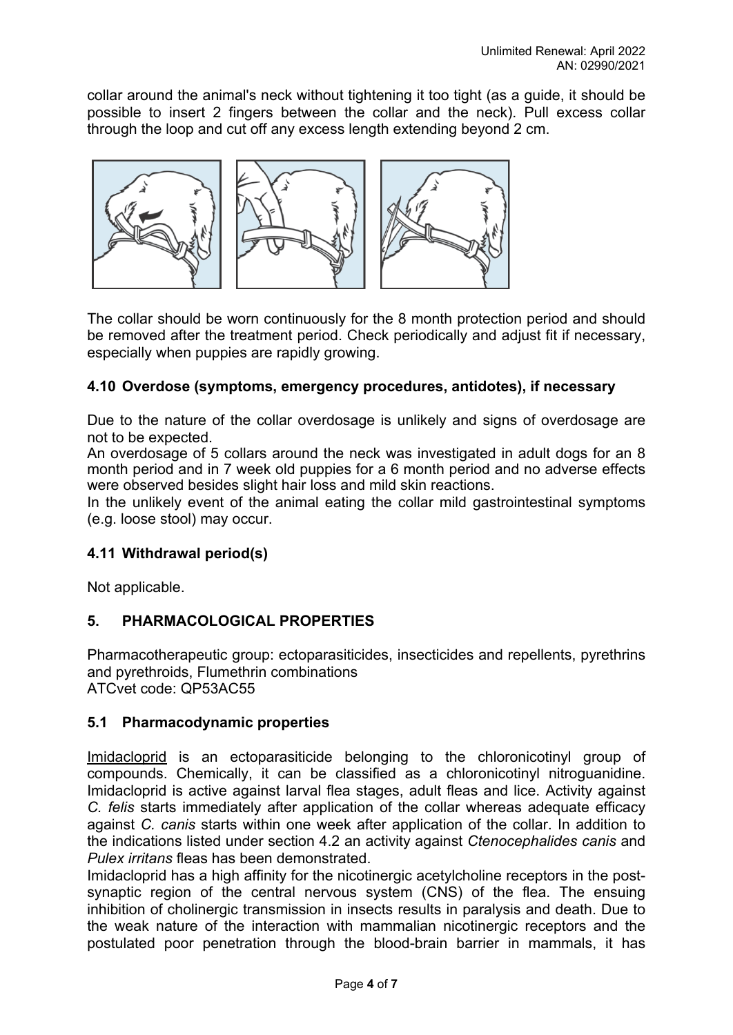collar around the animal's neck without tightening it too tight (as a guide, it should be possible to insert 2 fingers between the collar and the neck). Pull excess collar through the loop and cut off any excess length extending beyond 2 cm.

The collar should be worn continuously for the 8 month protection period and should be removed after the treatment period. Check periodically and adjust fit if necessary, especially when puppies are rapidly growing.

### 4.10 Overdose (symptoms, emergency procedures, antidotes), if necessary

Due to the nature of the collar overdosage is unlikely and signs of overdosage are not to be expected.
An overdosage of 5 collars around the neck was investigated in adult dogs for an 8 month period and in 7 week old puppies for a 6 month period and no adverse effects were observed besides slight hair loss and mild skin reactions.
In the unlikely event of the animal eating the collar mild gastrointestinal symptoms (e.g. loose stool) may occur.

### 4.11 Withdrawal period(s)

Not applicable.

## 5. PHARMACOLOGICAL PROPERTIES

Pharmacotherapeutic group: ectoparasiticides, insecticides and repellents, pyrethrins and pyrethroids, Flumethrin combinations
ATCvet code: QP53AC55

### 5.1 Pharmacodynamic properties

Imidacloprid is an ectoparasiticide belonging to the chloronicotinyl group of compounds. Chemically, it can be classified as a chloronicotinyl nitroguanidine. Imidacloprid is active against larval flea stages, adult fleas and lice. Activity against *C. felis* starts immediately after application of the collar whereas adequate efficacy against *C. canis* starts within one week after application of the collar. In addition to the indications listed under section 4.2 an activity against *Ctenocephalides canis* and *Pulex irritans* fleas has been demonstrated.
Imidacloprid has a high affinity for the nicotinergic acetylcholine receptors in the post-synaptic region of the central nervous system (CNS) of the flea. The ensuing inhibition of cholinergic transmission in insects results in paralysis and death. Due to the weak nature of the interaction with mammalian nicotinergic receptors and the postulated poor penetration through the blood-brain barrier in mammals, it has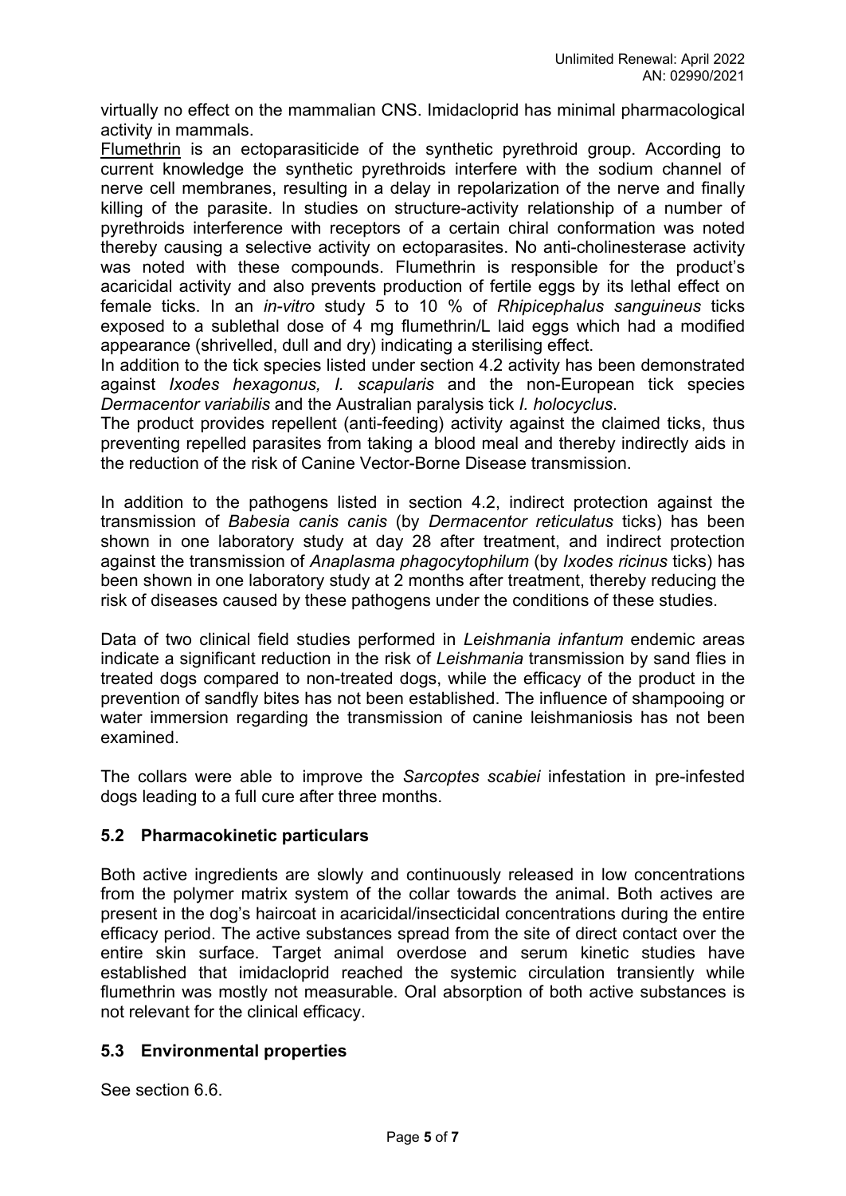virtually no effect on the mammalian CNS. Imidacloprid has minimal pharmacological activity in mammals.

Flumethrin is an ectoparasiticide of the synthetic pyrethroid group. According to current knowledge the synthetic pyrethroids interfere with the sodium channel of nerve cell membranes, resulting in a delay in repolarization of the nerve and finally killing of the parasite. In studies on structure-activity relationship of a number of pyrethroids interference with receptors of a certain chiral conformation was noted thereby causing a selective activity on ectoparasites. No anti-cholinesterase activity was noted with these compounds. Flumethrin is responsible for the product's acaricidal activity and also prevents production of fertile eggs by its lethal effect on female ticks. In an *in-vitro* study 5 to 10 % of *Rhipicephalus sanguineus* ticks exposed to a sublethal dose of 4 mg flumethrin/L laid eggs which had a modified appearance (shrivelled, dull and dry) indicating a sterilising effect.

In addition to the tick species listed under section 4.2 activity has been demonstrated against *Ixodes hexagonus, I. scapularis* and the non-European tick species *Dermacentor variabilis* and the Australian paralysis tick *I. holocyclus*.

The product provides repellent (anti-feeding) activity against the claimed ticks, thus preventing repelled parasites from taking a blood meal and thereby indirectly aids in the reduction of the risk of Canine Vector-Borne Disease transmission.

In addition to the pathogens listed in section 4.2, indirect protection against the transmission of *Babesia canis canis* (by *Dermacentor reticulatus* ticks) has been shown in one laboratory study at day 28 after treatment, and indirect protection against the transmission of *Anaplasma phagocytophilum* (by *Ixodes ricinus* ticks) has been shown in one laboratory study at 2 months after treatment, thereby reducing the risk of diseases caused by these pathogens under the conditions of these studies.

Data of two clinical field studies performed in *Leishmania infantum* endemic areas indicate a significant reduction in the risk of *Leishmania* transmission by sand flies in treated dogs compared to non-treated dogs, while the efficacy of the product in the prevention of sandfly bites has not been established. The influence of shampooing or water immersion regarding the transmission of canine leishmaniosis has not been examined.

The collars were able to improve the *Sarcoptes scabiei* infestation in pre-infested dogs leading to a full cure after three months.

## 5.2 Pharmacokinetic particulars

Both active ingredients are slowly and continuously released in low concentrations from the polymer matrix system of the collar towards the animal. Both actives are present in the dog's haircoat in acaricidal/insecticidal concentrations during the entire efficacy period. The active substances spread from the site of direct contact over the entire skin surface. Target animal overdose and serum kinetic studies have established that imidacloprid reached the systemic circulation transiently while flumethrin was mostly not measurable. Oral absorption of both active substances is not relevant for the clinical efficacy.

## 5.3 Environmental properties

See section 6.6.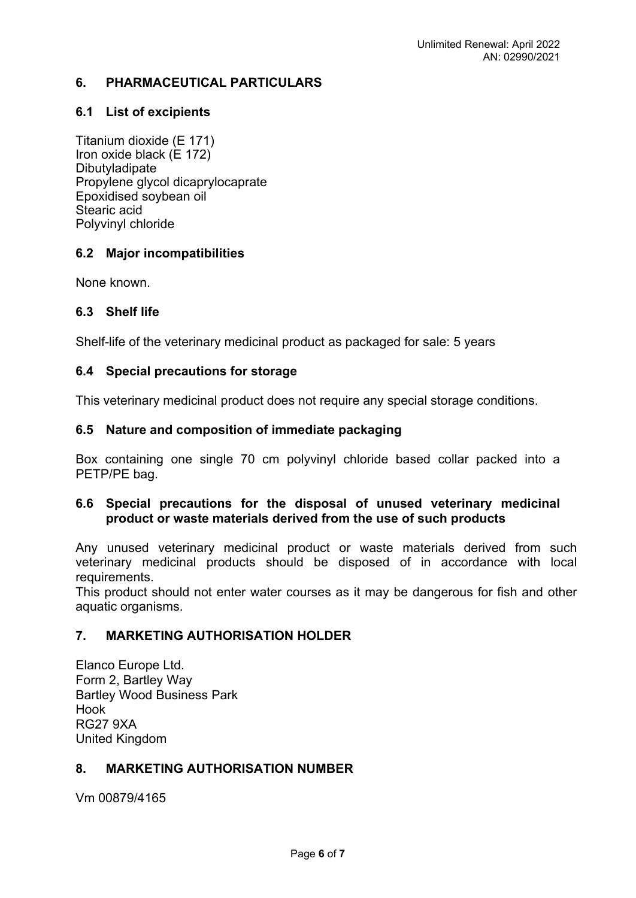## 6. PHARMACEUTICAL PARTICULARS

### 6.1 List of excipients

Titanium dioxide (E 171)
Iron oxide black (E 172)
Dibutyladipate
Propylene glycol dicaprylocaprate
Epoxidised soybean oil
Stearic acid
Polyvinyl chloride

### 6.2 Major incompatibilities

None known.

### 6.3 Shelf life

Shelf-life of the veterinary medicinal product as packaged for sale: 5 years

### 6.4 Special precautions for storage

This veterinary medicinal product does not require any special storage conditions.

### 6.5 Nature and composition of immediate packaging

Box containing one single 70 cm polyvinyl chloride based collar packed into a PETP/PE bag.

### 6.6 Special precautions for the disposal of unused veterinary medicinal product or waste materials derived from the use of such products

Any unused veterinary medicinal product or waste materials derived from such veterinary medicinal products should be disposed of in accordance with local requirements.
This product should not enter water courses as it may be dangerous for fish and other aquatic organisms.

## 7. MARKETING AUTHORISATION HOLDER

Elanco Europe Ltd.
Form 2, Bartley Way
Bartley Wood Business Park
Hook
RG27 9XA
United Kingdom

## 8. MARKETING AUTHORISATION NUMBER

Vm 00879/4165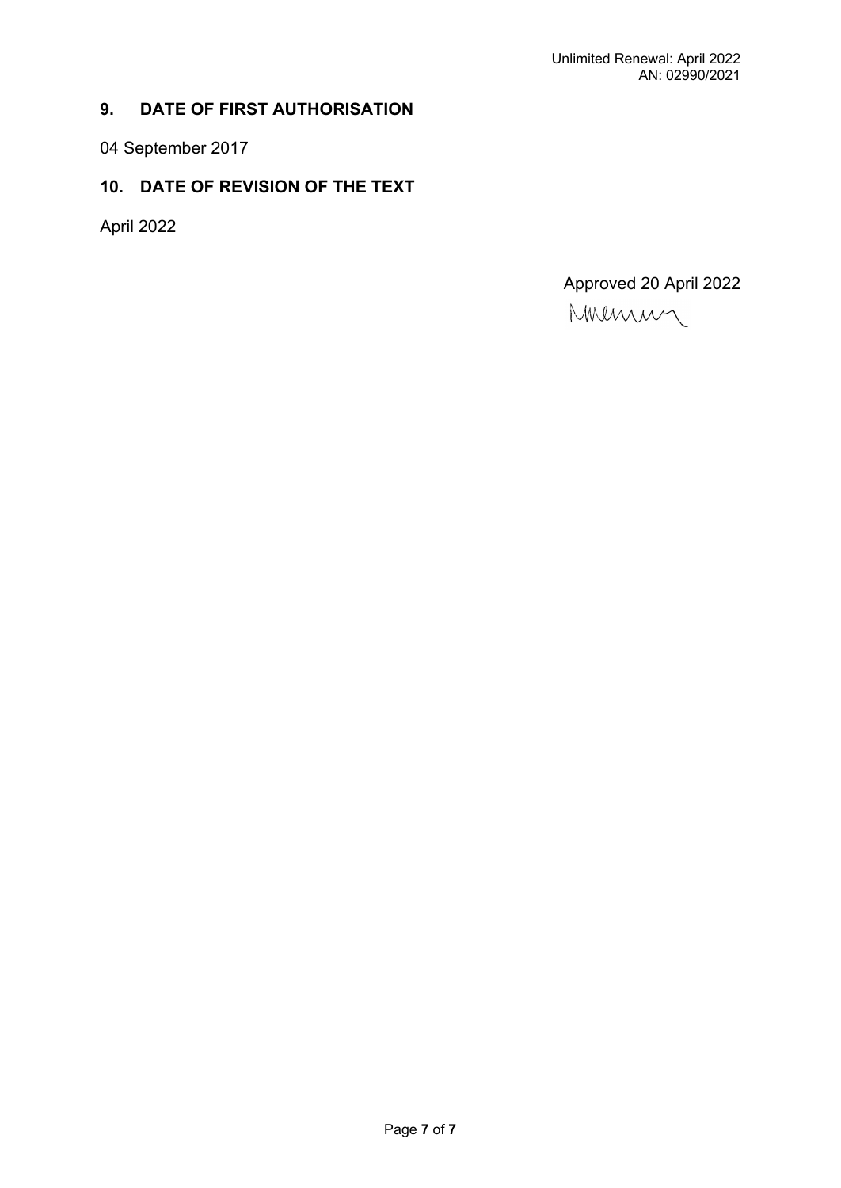## 9. DATE OF FIRST AUTHORISATION

04 September 2017

## 10. DATE OF REVISION OF THE TEXT

April 2022

Approved 20 April 2022